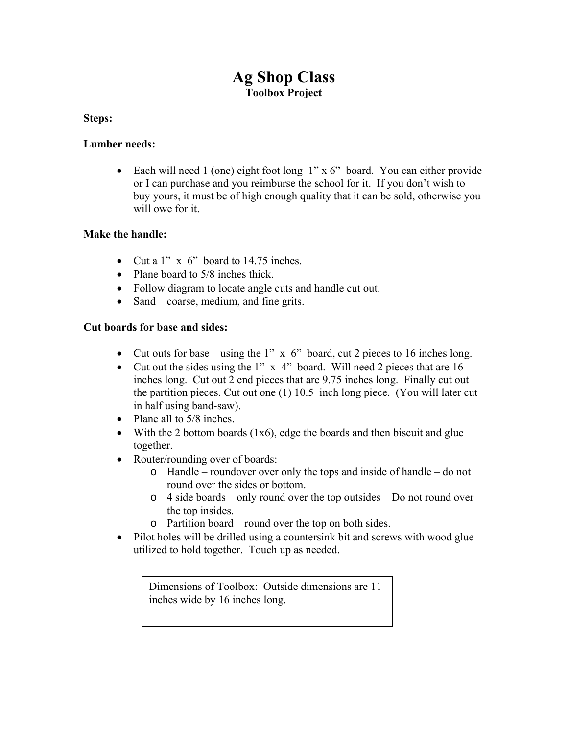# Ag Shop Class

## Toolbox Project

**Steps:**

**Lumber needs:**

- Each will need 1 (one) eight foot long 1" x 6" board. You can either provide or I can purchase and you reimburse the school for it. If you don't wish to buy yours, it must be of high enough quality that it can be sold, otherwise you will owe for it.

**Make the handle:**

- Cut a 1" x 6" board to 14.75 inches.
- Plane board to 5/8 inches thick.
- Follow diagram to locate angle cuts and handle cut out.
- Sand – coarse, medium, and fine grits.

**Cut boards for base and sides:**

- Cut outs for base – using the 1" x 6" board, cut 2 pieces to 16 inches long.
- Cut out the sides using the 1" x 4" board. Will need 2 pieces that are 16 inches long. Cut out 2 end pieces that are <u>9.75</u> inches long. Finally cut out the partition pieces. Cut out one (1) 10.5 inch long piece. (You will later cut in half using band-saw).
- Plane all to 5/8 inches.
- With the 2 bottom boards (1x6), edge the boards and then biscuit and glue together.
- Router/rounding over of boards:
    - Handle – roundover over only the tops and inside of handle – do not round over the sides or bottom.
    - 4 side boards – only round over the top outsides – Do not round over the top insides.
    - Partition board – round over the top on both sides.
- Pilot holes will be drilled using a countersink bit and screws with wood glue utilized to hold together. Touch up as needed.

| Dimensions of Toolbox: Outside dimensions are 11 inches wide by 16 inches long. |
|---|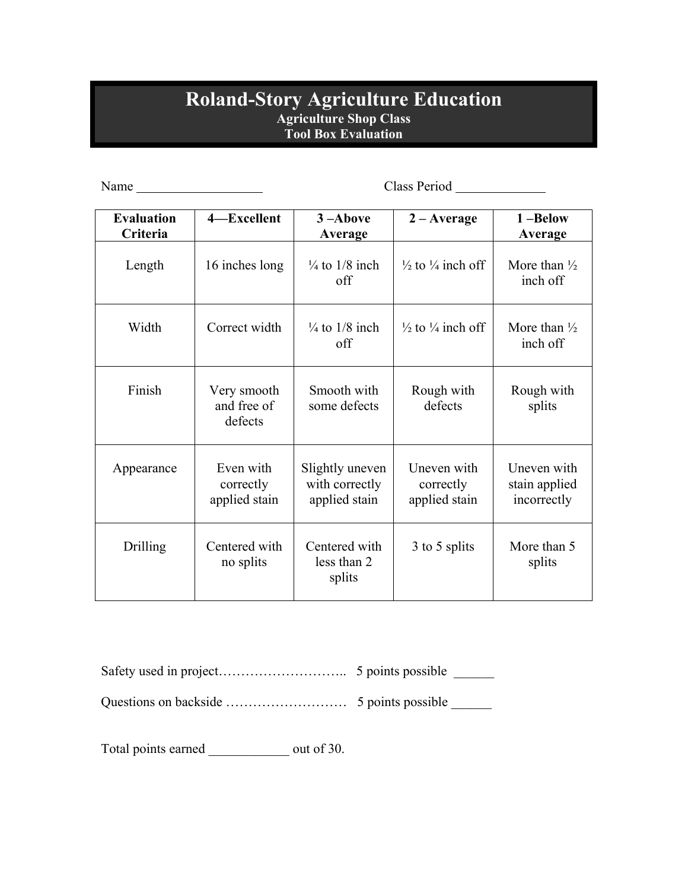# Roland-Story Agriculture Education

**Agriculture Shop Class**

**Tool Box Evaluation**

Name ___________________ Class Period _____________

| Evaluation Criteria | 4—Excellent | 3 –Above Average | 2 – Average | 1 –Below Average |
|---|---|---|---|---|
| Length | 16 inches long | ¼ to 1/8 inch off | ½ to ¼ inch off | More than ½ inch off |
| Width | Correct width | ¼ to 1/8 inch off | ½ to ¼ inch off | More than ½ inch off |
| Finish | Very smooth and free of defects | Smooth with some defects | Rough with defects | Rough with splits |
| Appearance | Even with correctly applied stain | Slightly uneven with correctly applied stain | Uneven with correctly applied stain | Uneven with stain applied incorrectly |
| Drilling | Centered with no splits | Centered with less than 2 splits | 3 to 5 splits | More than 5 splits |

Safety used in project……………………….. 5 points possible ______

Questions on backside ……………………… 5 points possible ______

Total points earned ____________ out of 30.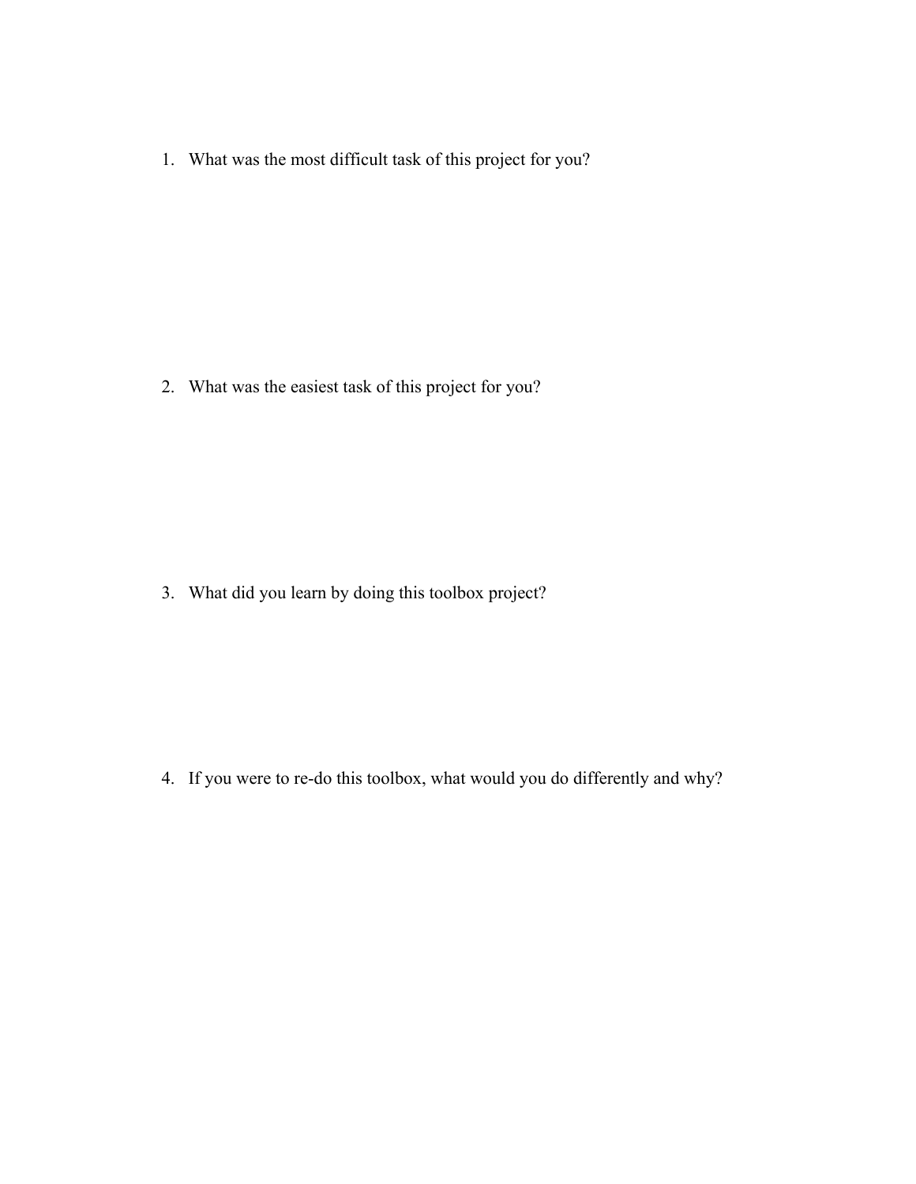1. What was the most difficult task of this project for you?

2. What was the easiest task of this project for you?

3. What did you learn by doing this toolbox project?

4. If you were to re-do this toolbox, what would you do differently and why?